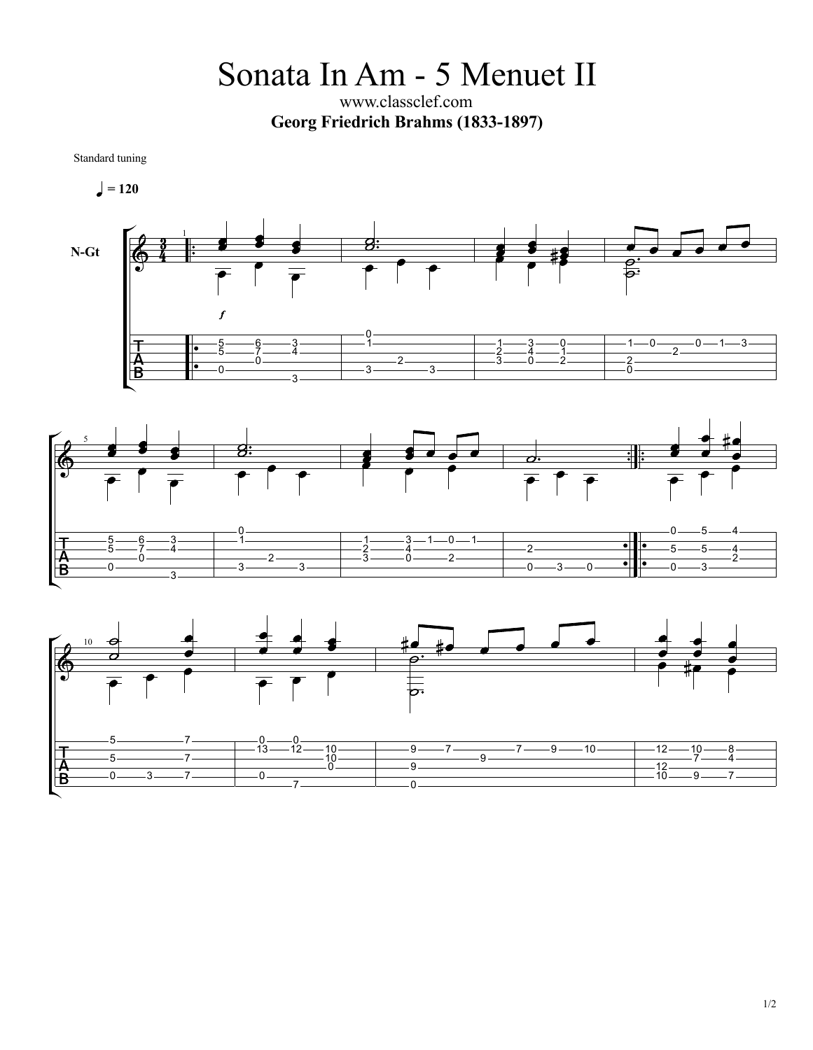# Sonata In Am - 5 Menuet II

www.classclef.com

**Georg Friedrich Brahms (1833-1897)**

Standard tuning

♩ = 120

N-Gt